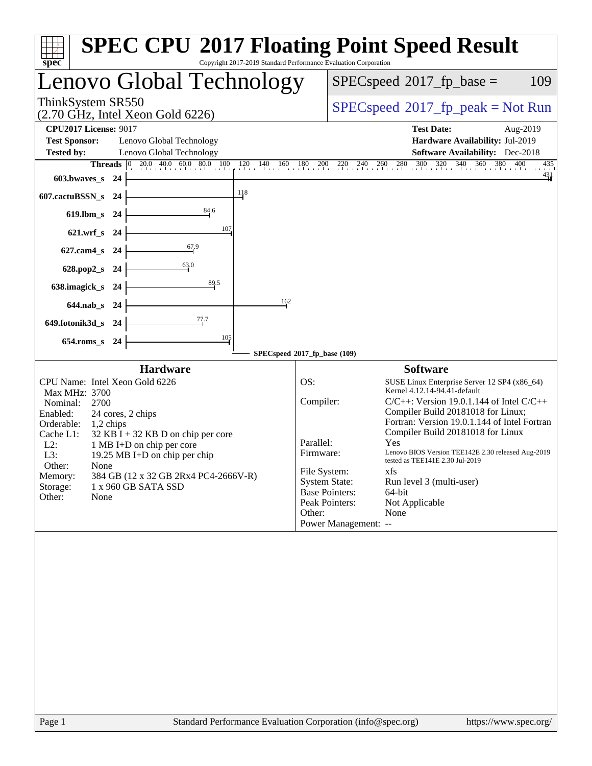# SPEC CPU 2017 Floating Point Speed Result

Copyright 2017-2019 Standard Performance Evaluation Corporation

## Lenovo Global Technology

ThinkSystem SR550
(2.70 GHz, Intel Xeon Gold 6226)

SPECspeed 2017_fp_base = 109

SPECspeed 2017_fp_peak = Not Run

**CPU2017 License:** 9017
**Test Sponsor:** Lenovo Global Technology
**Tested by:** Lenovo Global Technology

**Test Date:** Aug-2019
**Hardware Availability:** Jul-2019
**Software Availability:** Dec-2018

| Benchmark | Threads | Base Result |
|---|---|---|
| 603.bwaves_s | 24 | 431 |
| 607.cactuBSSN_s | 24 | 118 |
| 619.lbm_s | 24 | 84.6 |
| 621.wrf_s | 24 | 107 |
| 627.cam4_s | 24 | 67.9 |
| 628.pop2_s | 24 | 63.0 |
| 638.imagick_s | 24 | 89.5 |
| 644.nab_s | 24 | 162 |
| 649.fotonik3d_s | 24 | 77.7 |
| 654.roms_s | 24 | 105 |

SPECspeed 2017_fp_base (109)

### Hardware

- CPU Name: Intel Xeon Gold 6226
- Max MHz: 3700
- Nominal: 2700
- Enabled: 24 cores, 2 chips
- Orderable: 1,2 chips
- Cache L1: 32 KB I + 32 KB D on chip per core
- L2: 1 MB I+D on chip per core
- L3: 19.25 MB I+D on chip per chip
- Other: None
- Memory: 384 GB (12 x 32 GB 2Rx4 PC4-2666V-R)
- Storage: 1 x 960 GB SATA SSD
- Other: None

### Software

- OS: SUSE Linux Enterprise Server 12 SP4 (x86_64) Kernel 4.12.14-94.41-default
- Compiler: C/C++: Version 19.0.1.144 of Intel C/C++ Compiler Build 20181018 for Linux; Fortran: Version 19.0.1.144 of Intel Fortran Compiler Build 20181018 for Linux
- Parallel: Yes
- Firmware: Lenovo BIOS Version TEE142E 2.30 released Aug-2019 tested as TEE141E 2.30 Jul-2019
- File System: xfs
- System State: Run level 3 (multi-user)
- Base Pointers: 64-bit
- Peak Pointers: Not Applicable
- Other: None
- Power Management: --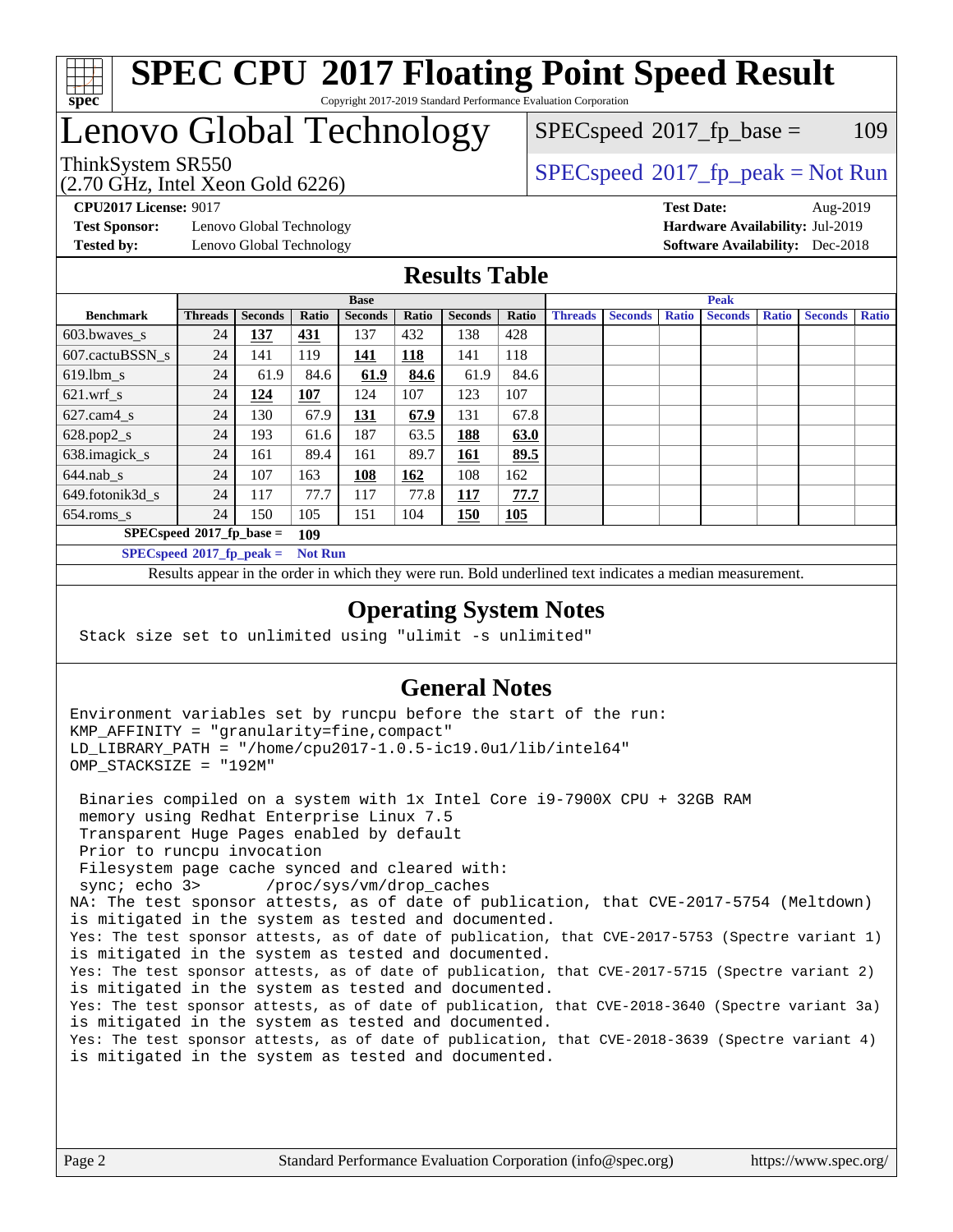# SPEC CPU 2017 Floating Point Speed Result

Copyright 2017-2019 Standard Performance Evaluation Corporation

## Lenovo Global Technology

ThinkSystem SR550
(2.70 GHz, Intel Xeon Gold 6226)

SPECspeed 2017_fp_base = 109

SPECspeed 2017_fp_peak = Not Run

**CPU2017 License:** 9017
**Test Sponsor:** Lenovo Global Technology
**Tested by:** Lenovo Global Technology

**Test Date:** Aug-2019
**Hardware Availability:** Jul-2019
**Software Availability:** Dec-2018

## Results Table

| Benchmark | Base | | | | | | | Peak | | | | | | |
|---|---|---|---|---|---|---|---|---|---|---|---|---|---|---|
| | Threads | Seconds | Ratio | Seconds | Ratio | Seconds | Ratio | Threads | Seconds | Ratio | Seconds | Ratio | Seconds | Ratio |
| 603.bwaves_s | 24 | **137** | **431** | 137 | 432 | 138 | 428 | | | | | | | |
| 607.cactuBSSN_s | 24 | 141 | 119 | **141** | **118** | 141 | 118 | | | | | | | |
| 619.lbm_s | 24 | 61.9 | 84.6 | **61.9** | **84.6** | 61.9 | 84.6 | | | | | | | |
| 621.wrf_s | 24 | **124** | **107** | 124 | 107 | 123 | 107 | | | | | | | |
| 627.cam4_s | 24 | 130 | 67.9 | **131** | **67.9** | 131 | 67.8 | | | | | | | |
| 628.pop2_s | 24 | 193 | 61.6 | 187 | 63.5 | **188** | **63.0** | | | | | | | |
| 638.imagick_s | 24 | 161 | 89.4 | 161 | 89.7 | **161** | **89.5** | | | | | | | |
| 644.nab_s | 24 | 107 | 163 | **108** | **162** | 108 | 162 | | | | | | | |
| 649.fotonik3d_s | 24 | 117 | 77.7 | 117 | 77.8 | **117** | **77.7** | | | | | | | |
| 654.roms_s | 24 | 150 | 105 | 151 | 104 | **150** | **105** | | | | | | | |

**SPECspeed 2017_fp_base = 109**

**SPECspeed 2017_fp_peak = Not Run**

Results appear in the order in which they were run. Bold underlined text indicates a median measurement.

## Operating System Notes

```
Stack size set to unlimited using "ulimit -s unlimited"
```

## General Notes

```
Environment variables set by runcpu before the start of the run:
KMP_AFFINITY = "granularity=fine,compact"
LD_LIBRARY_PATH = "/home/cpu2017-1.0.5-ic19.0u1/lib/intel64"
OMP_STACKSIZE = "192M"

 Binaries compiled on a system with 1x Intel Core i9-7900X CPU + 32GB RAM
 memory using Redhat Enterprise Linux 7.5
 Transparent Huge Pages enabled by default
 Prior to runcpu invocation
 Filesystem page cache synced and cleared with:
 sync; echo 3>       /proc/sys/vm/drop_caches
NA: The test sponsor attests, as of date of publication, that CVE-2017-5754 (Meltdown)
is mitigated in the system as tested and documented.
Yes: The test sponsor attests, as of date of publication, that CVE-2017-5753 (Spectre variant 1)
is mitigated in the system as tested and documented.
Yes: The test sponsor attests, as of date of publication, that CVE-2017-5715 (Spectre variant 2)
is mitigated in the system as tested and documented.
Yes: The test sponsor attests, as of date of publication, that CVE-2018-3640 (Spectre variant 3a)
is mitigated in the system as tested and documented.
Yes: The test sponsor attests, as of date of publication, that CVE-2018-3639 (Spectre variant 4)
is mitigated in the system as tested and documented.
```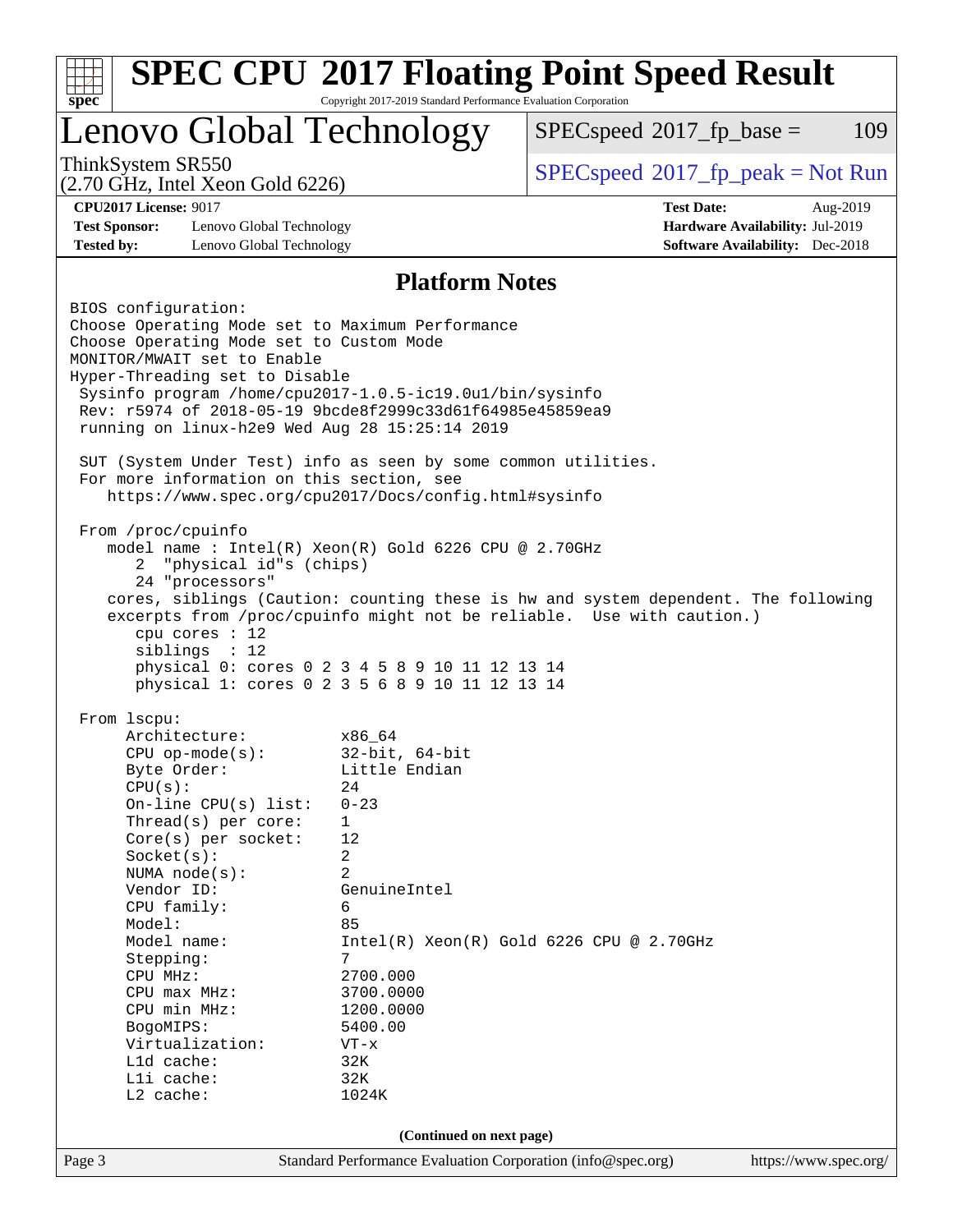# SPEC CPU 2017 Floating Point Speed Result

Copyright 2017-2019 Standard Performance Evaluation Corporation

## Lenovo Global Technology

ThinkSystem SR550
(2.70 GHz, Intel Xeon Gold 6226)

SPECspeed 2017_fp_base = 109

SPECspeed 2017_fp_peak = Not Run

**CPU2017 License:** 9017
**Test Sponsor:** Lenovo Global Technology
**Tested by:** Lenovo Global Technology

**Test Date:** Aug-2019
**Hardware Availability:** Jul-2019
**Software Availability:** Dec-2018

### Platform Notes

```
BIOS configuration:
Choose Operating Mode set to Maximum Performance
Choose Operating Mode set to Custom Mode
MONITOR/MWAIT set to Enable
Hyper-Threading set to Disable
 Sysinfo program /home/cpu2017-1.0.5-ic19.0u1/bin/sysinfo
 Rev: r5974 of 2018-05-19 9bcde8f2999c33d61f64985e45859ea9
 running on linux-h2e9 Wed Aug 28 15:25:14 2019

 SUT (System Under Test) info as seen by some common utilities.
 For more information on this section, see
    https://www.spec.org/cpu2017/Docs/config.html#sysinfo

 From /proc/cpuinfo
    model name : Intel(R) Xeon(R) Gold 6226 CPU @ 2.70GHz
       2  "physical id"s (chips)
       24 "processors"
    cores, siblings (Caution: counting these is hw and system dependent. The following
    excerpts from /proc/cpuinfo might not be reliable.  Use with caution.)
       cpu cores : 12
       siblings  : 12
       physical 0: cores 0 2 3 4 5 8 9 10 11 12 13 14
       physical 1: cores 0 2 3 5 6 8 9 10 11 12 13 14

 From lscpu:
      Architecture:          x86_64
      CPU op-mode(s):        32-bit, 64-bit
      Byte Order:            Little Endian
      CPU(s):                24
      On-line CPU(s) list:   0-23
      Thread(s) per core:    1
      Core(s) per socket:    12
      Socket(s):             2
      NUMA node(s):          2
      Vendor ID:             GenuineIntel
      CPU family:            6
      Model:                 85
      Model name:            Intel(R) Xeon(R) Gold 6226 CPU @ 2.70GHz
      Stepping:              7
      CPU MHz:               2700.000
      CPU max MHz:           3700.0000
      CPU min MHz:           1200.0000
      BogoMIPS:              5400.00
      Virtualization:        VT-x
      L1d cache:             32K
      L1i cache:             32K
      L2 cache:              1024K
```

(Continued on next page)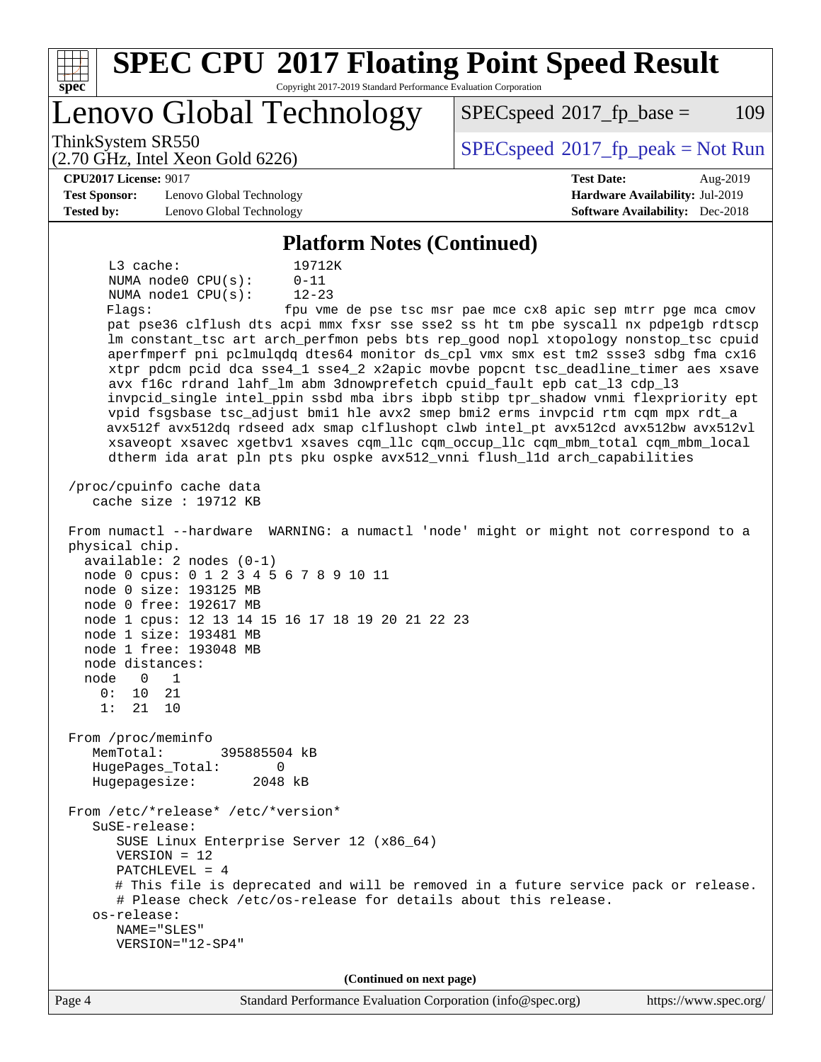## Platform Notes (Continued)

```
     L3 cache:              19712K
     NUMA node0 CPU(s):     0-11
     NUMA node1 CPU(s):     12-23
     Flags:                 fpu vme de pse tsc msr pae mce cx8 apic sep mtrr pge mca cmov
     pat pse36 clflush dts acpi mmx fxsr sse sse2 ss ht tm pbe syscall nx pdpe1gb rdtscp
     lm constant_tsc art arch_perfmon pebs bts rep_good nopl xtopology nonstop_tsc cpuid
     aperfmperf pni pclmulqdq dtes64 monitor ds_cpl vmx smx est tm2 ssse3 sdbg fma cx16
     xtpr pdcm pcid dca sse4_1 sse4_2 x2apic movbe popcnt tsc_deadline_timer aes xsave
     avx f16c rdrand lahf_lm abm 3dnowprefetch cpuid_fault epb cat_l3 cdp_l3
     invpcid_single intel_ppin ssbd mba ibrs ibpb stibp tpr_shadow vnmi flexpriority ept
     vpid fsgsbase tsc_adjust bmi1 hle avx2 smep bmi2 erms invpcid rtm cqm mpx rdt_a
     avx512f avx512dq rdseed adx smap clflushopt clwb intel_pt avx512cd avx512bw avx512vl
     xsaveopt xsavec xgetbv1 xsaves cqm_llc cqm_occup_llc cqm_mbm_total cqm_mbm_local
     dtherm ida arat pln pts pku ospke avx512_vnni flush_l1d arch_capabilities

 /proc/cpuinfo cache data
    cache size : 19712 KB

 From numactl --hardware  WARNING: a numactl 'node' might or might not correspond to a
 physical chip.
   available: 2 nodes (0-1)
   node 0 cpus: 0 1 2 3 4 5 6 7 8 9 10 11
   node 0 size: 193125 MB
   node 0 free: 192617 MB
   node 1 cpus: 12 13 14 15 16 17 18 19 20 21 22 23
   node 1 size: 193481 MB
   node 1 free: 193048 MB
   node distances:
   node   0   1
     0:  10  21
     1:  21  10

 From /proc/meminfo
    MemTotal:       395885504 kB
    HugePages_Total:       0
    Hugepagesize:       2048 kB

 From /etc/*release* /etc/*version*
    SuSE-release:
       SUSE Linux Enterprise Server 12 (x86_64)
       VERSION = 12
       PATCHLEVEL = 4
       # This file is deprecated and will be removed in a future service pack or release.
       # Please check /etc/os-release for details about this release.
    os-release:
       NAME="SLES"
       VERSION="12-SP4"
```

(Continued on next page)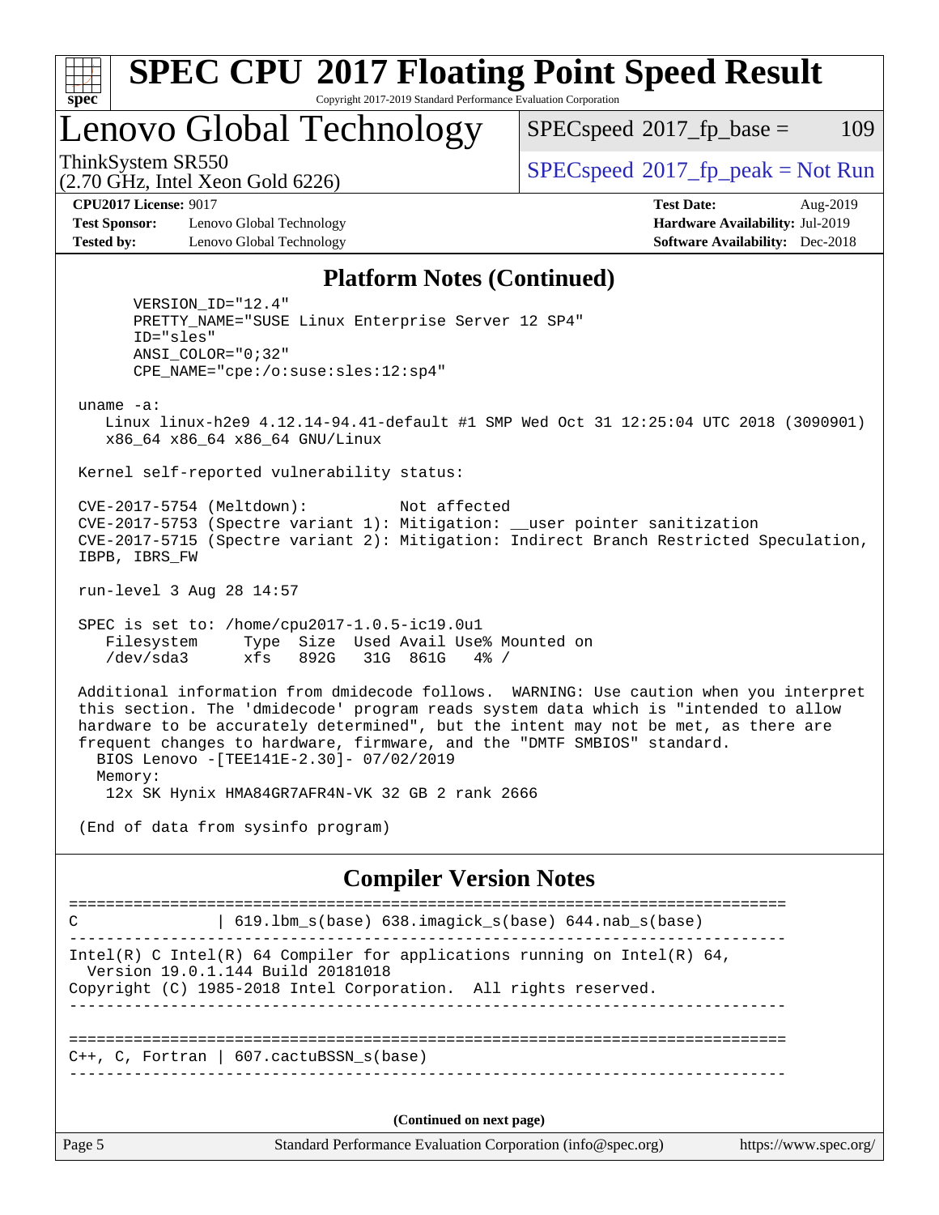# SPEC CPU 2017 Floating Point Speed Result

Copyright 2017-2019 Standard Performance Evaluation Corporation

## Lenovo Global Technology

ThinkSystem SR550
(2.70 GHz, Intel Xeon Gold 6226)

SPECspeed 2017_fp_base = 109

SPECspeed 2017_fp_peak = Not Run

**CPU2017 License:** 9017
**Test Sponsor:** Lenovo Global Technology
**Tested by:** Lenovo Global Technology

**Test Date:** Aug-2019
**Hardware Availability:** Jul-2019
**Software Availability:** Dec-2018

## Platform Notes (Continued)

```
      VERSION_ID="12.4"
      PRETTY_NAME="SUSE Linux Enterprise Server 12 SP4"
      ID="sles"
      ANSI_COLOR="0;32"
      CPE_NAME="cpe:/o:suse:sles:12:sp4"

 uname -a:
    Linux linux-h2e9 4.12.14-94.41-default #1 SMP Wed Oct 31 12:25:04 UTC 2018 (3090901)
    x86_64 x86_64 x86_64 GNU/Linux

 Kernel self-reported vulnerability status:

 CVE-2017-5754 (Meltdown):          Not affected
 CVE-2017-5753 (Spectre variant 1): Mitigation: __user pointer sanitization
 CVE-2017-5715 (Spectre variant 2): Mitigation: Indirect Branch Restricted Speculation,
 IBPB, IBRS_FW

 run-level 3 Aug 28 14:57

 SPEC is set to: /home/cpu2017-1.0.5-ic19.0u1
    Filesystem     Type  Size  Used Avail Use% Mounted on
    /dev/sda3      xfs   892G   31G  861G   4% /

 Additional information from dmidecode follows.  WARNING: Use caution when you interpret
 this section. The 'dmidecode' program reads system data which is "intended to allow
 hardware to be accurately determined", but the intent may not be met, as there are
 frequent changes to hardware, firmware, and the "DMTF SMBIOS" standard.
   BIOS Lenovo -[TEE141E-2.30]- 07/02/2019
   Memory:
    12x SK Hynix HMA84GR7AFR4N-VK 32 GB 2 rank 2666

 (End of data from sysinfo program)
```

## Compiler Version Notes

```
==============================================================================
C               | 619.lbm_s(base) 638.imagick_s(base) 644.nab_s(base)
------------------------------------------------------------------------------
Intel(R) C Intel(R) 64 Compiler for applications running on Intel(R) 64,
  Version 19.0.1.144 Build 20181018
Copyright (C) 1985-2018 Intel Corporation.  All rights reserved.
------------------------------------------------------------------------------

==============================================================================
C++, C, Fortran | 607.cactuBSSN_s(base)
------------------------------------------------------------------------------
```

(Continued on next page)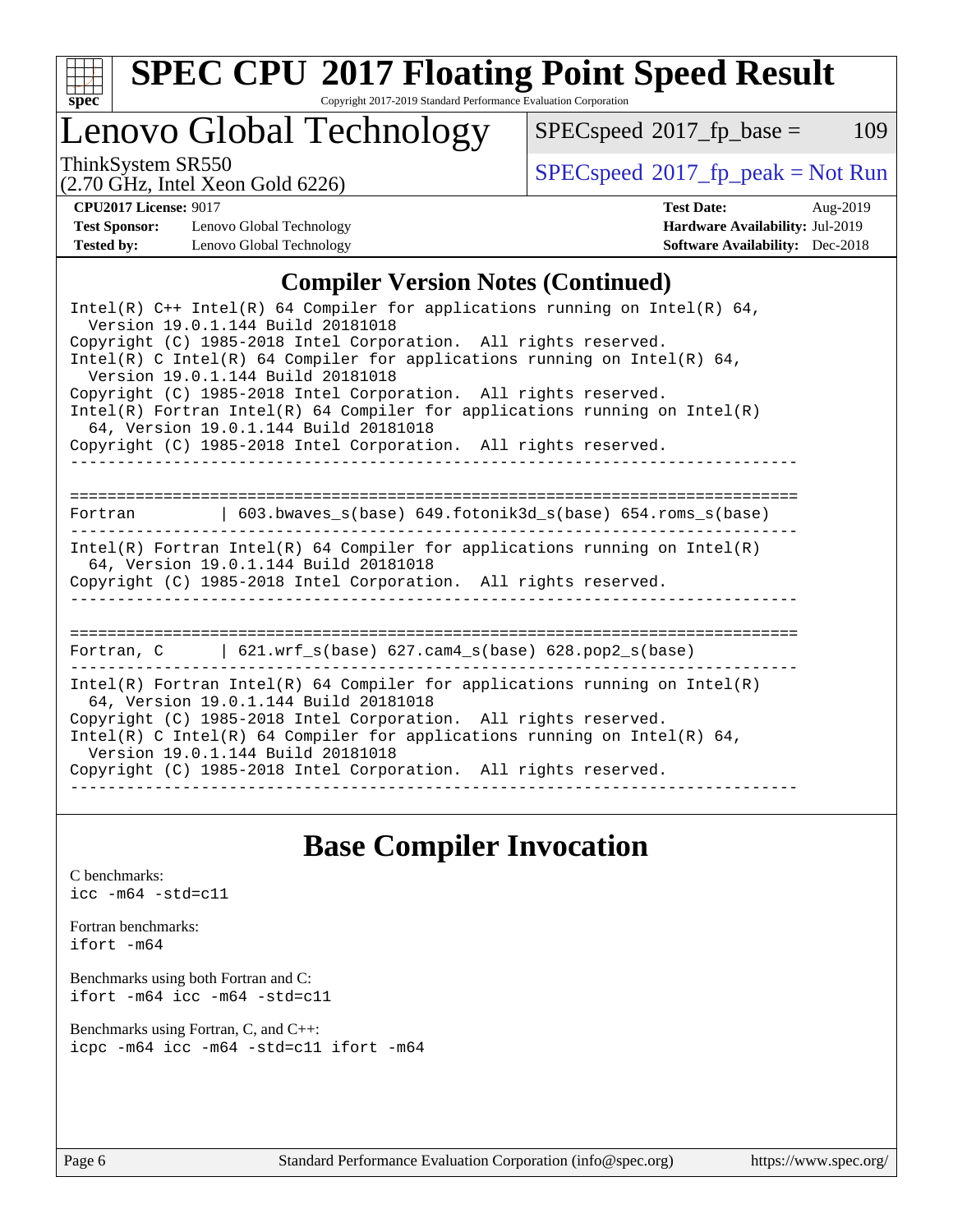## Compiler Version Notes (Continued)

```
Intel(R) C++ Intel(R) 64 Compiler for applications running on Intel(R) 64,
  Version 19.0.1.144 Build 20181018
Copyright (C) 1985-2018 Intel Corporation.  All rights reserved.
Intel(R) C Intel(R) 64 Compiler for applications running on Intel(R) 64,
  Version 19.0.1.144 Build 20181018
Copyright (C) 1985-2018 Intel Corporation.  All rights reserved.
Intel(R) Fortran Intel(R) 64 Compiler for applications running on Intel(R)
  64, Version 19.0.1.144 Build 20181018
Copyright (C) 1985-2018 Intel Corporation.  All rights reserved.
------------------------------------------------------------------------------

==============================================================================
Fortran          | 603.bwaves_s(base) 649.fotonik3d_s(base) 654.roms_s(base)
------------------------------------------------------------------------------
Intel(R) Fortran Intel(R) 64 Compiler for applications running on Intel(R)
  64, Version 19.0.1.144 Build 20181018
Copyright (C) 1985-2018 Intel Corporation.  All rights reserved.
------------------------------------------------------------------------------

==============================================================================
Fortran, C       | 621.wrf_s(base) 627.cam4_s(base) 628.pop2_s(base)
------------------------------------------------------------------------------
Intel(R) Fortran Intel(R) 64 Compiler for applications running on Intel(R)
  64, Version 19.0.1.144 Build 20181018
Copyright (C) 1985-2018 Intel Corporation.  All rights reserved.
Intel(R) C Intel(R) 64 Compiler for applications running on Intel(R) 64,
  Version 19.0.1.144 Build 20181018
Copyright (C) 1985-2018 Intel Corporation.  All rights reserved.
------------------------------------------------------------------------------
```

## Base Compiler Invocation

C benchmarks:
icc -m64 -std=c11

Fortran benchmarks:
ifort -m64

Benchmarks using both Fortran and C:
ifort -m64 icc -m64 -std=c11

Benchmarks using Fortran, C, and C++:
icpc -m64 icc -m64 -std=c11 ifort -m64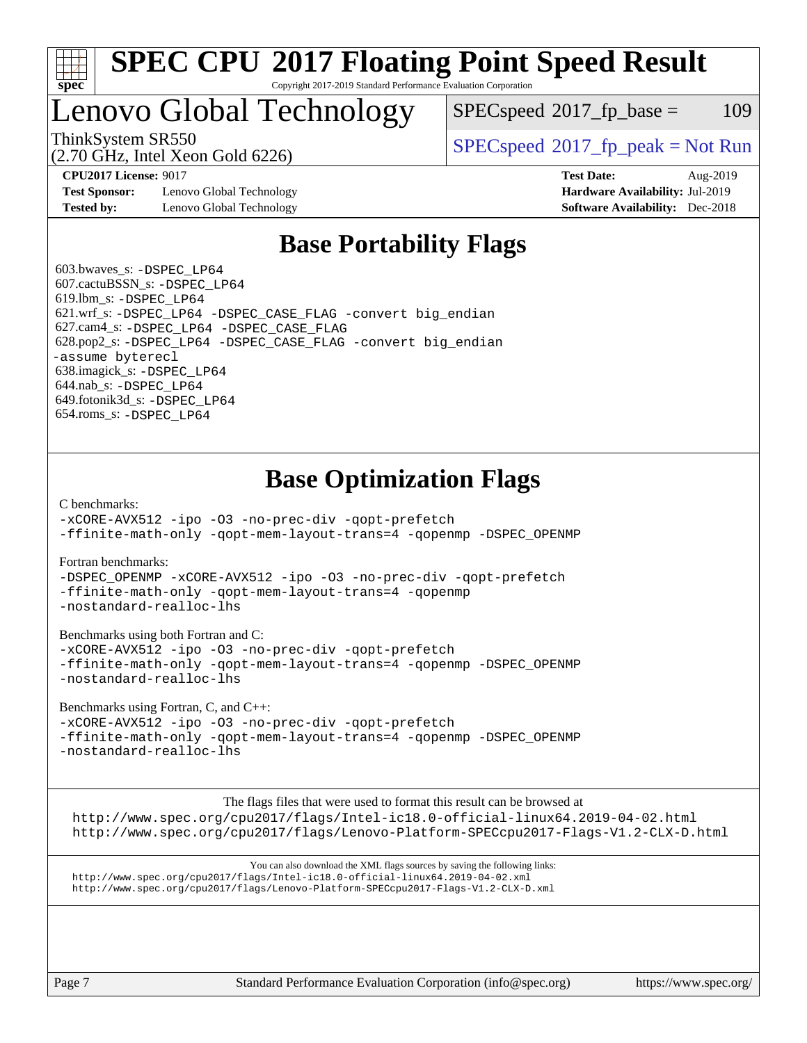# SPEC CPU 2017 Floating Point Speed Result

Copyright 2017-2019 Standard Performance Evaluation Corporation

## Lenovo Global Technology

ThinkSystem SR550
(2.70 GHz, Intel Xeon Gold 6226)

SPECspeed 2017_fp_base = 109

SPECspeed 2017_fp_peak = Not Run

**CPU2017 License:** 9017
**Test Sponsor:** Lenovo Global Technology
**Tested by:** Lenovo Global Technology

**Test Date:** Aug-2019
**Hardware Availability:** Jul-2019
**Software Availability:** Dec-2018

## Base Portability Flags

603.bwaves_s: `-DSPEC_LP64`
607.cactuBSSN_s: `-DSPEC_LP64`
619.lbm_s: `-DSPEC_LP64`
621.wrf_s: `-DSPEC_LP64 -DSPEC_CASE_FLAG -convert big_endian`
627.cam4_s: `-DSPEC_LP64 -DSPEC_CASE_FLAG`
628.pop2_s: `-DSPEC_LP64 -DSPEC_CASE_FLAG -convert big_endian -assume byterecl`
638.imagick_s: `-DSPEC_LP64`
644.nab_s: `-DSPEC_LP64`
649.fotonik3d_s: `-DSPEC_LP64`
654.roms_s: `-DSPEC_LP64`

## Base Optimization Flags

C benchmarks:
```
-xCORE-AVX512 -ipo -O3 -no-prec-div -qopt-prefetch
-ffinite-math-only -qopt-mem-layout-trans=4 -qopenmp -DSPEC_OPENMP
```

Fortran benchmarks:
```
-DSPEC_OPENMP -xCORE-AVX512 -ipo -O3 -no-prec-div -qopt-prefetch
-ffinite-math-only -qopt-mem-layout-trans=4 -qopenmp
-nostandard-realloc-lhs
```

Benchmarks using both Fortran and C:
```
-xCORE-AVX512 -ipo -O3 -no-prec-div -qopt-prefetch
-ffinite-math-only -qopt-mem-layout-trans=4 -qopenmp -DSPEC_OPENMP
-nostandard-realloc-lhs
```

Benchmarks using Fortran, C, and C++:
```
-xCORE-AVX512 -ipo -O3 -no-prec-div -qopt-prefetch
-ffinite-math-only -qopt-mem-layout-trans=4 -qopenmp -DSPEC_OPENMP
-nostandard-realloc-lhs
```

The flags files that were used to format this result can be browsed at
http://www.spec.org/cpu2017/flags/Intel-ic18.0-official-linux64.2019-04-02.html
http://www.spec.org/cpu2017/flags/Lenovo-Platform-SPECcpu2017-Flags-V1.2-CLX-D.html

You can also download the XML flags sources by saving the following links:
http://www.spec.org/cpu2017/flags/Intel-ic18.0-official-linux64.2019-04-02.xml
http://www.spec.org/cpu2017/flags/Lenovo-Platform-SPECcpu2017-Flags-V1.2-CLX-D.xml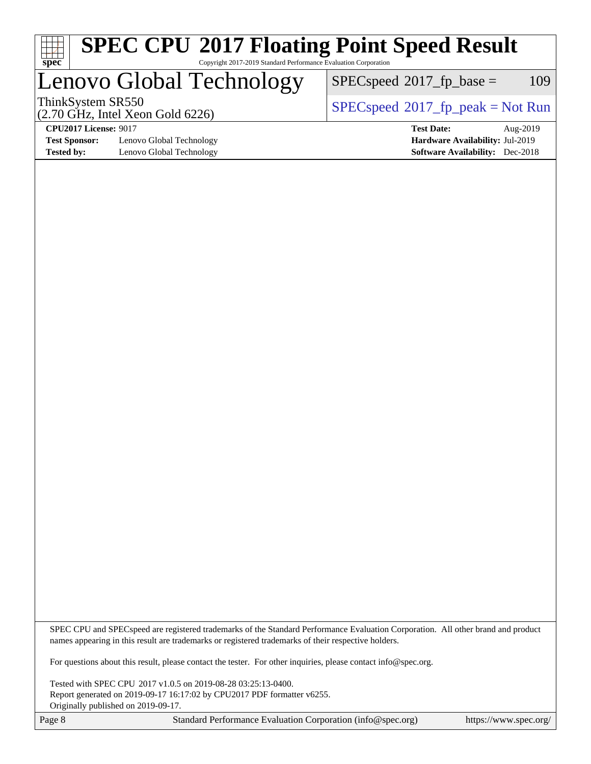SPEC CPU and SPECspeed are registered trademarks of the Standard Performance Evaluation Corporation. All other brand and product names appearing in this result are trademarks or registered trademarks of their respective holders.

For questions about this result, please contact the tester. For other inquiries, please contact info@spec.org.

Tested with SPEC CPU 2017 v1.0.5 on 2019-08-28 03:25:13-0400.
Report generated on 2019-09-17 16:17:02 by CPU2017 PDF formatter v6255.
Originally published on 2019-09-17.